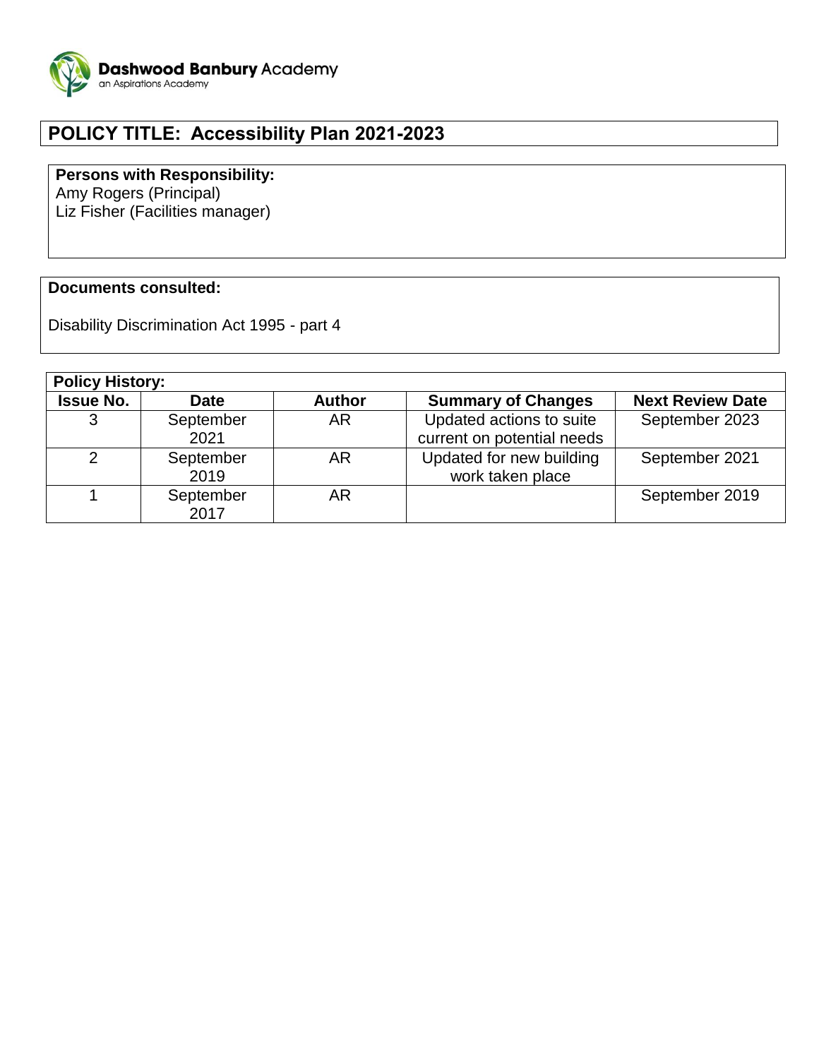**Dashwood Banbury Academy**
an Aspirations Academy

# POLICY TITLE: Accessibility Plan 2021-2023

**Persons with Responsibility:**
Amy Rogers (Principal)
Liz Fisher (Facilities manager)

**Documents consulted:**

Disability Discrimination Act 1995 - part 4

**Policy History:**

| Issue No. | Date | Author | Summary of Changes | Next Review Date |
|---|---|---|---|---|
| 3 | September 2021 | AR | Updated actions to suite current on potential needs | September 2023 |
| 2 | September 2019 | AR | Updated for new building work taken place | September 2021 |
| 1 | September 2017 | AR | | September 2019 |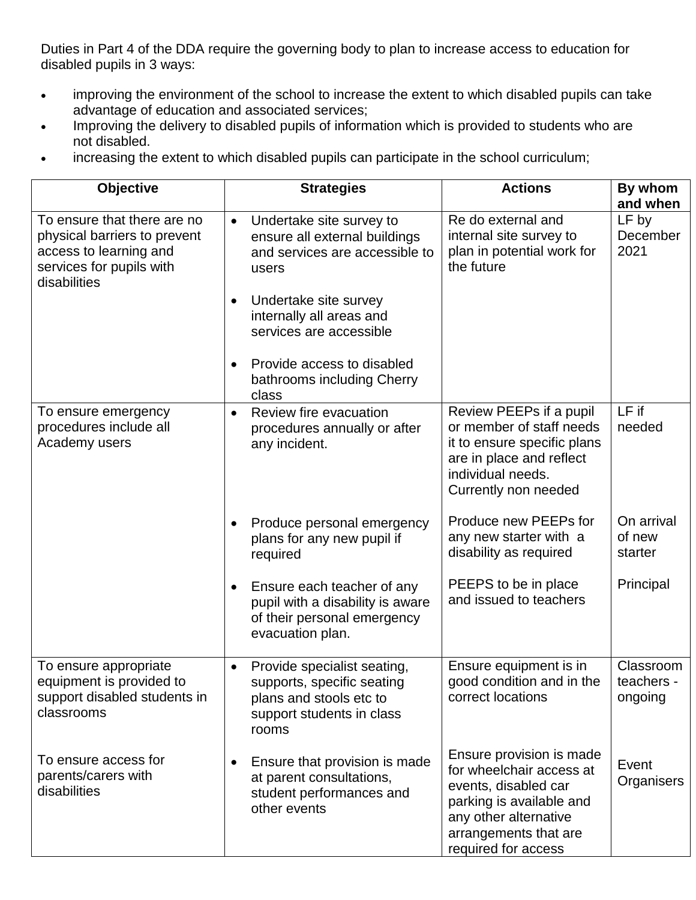Duties in Part 4 of the DDA require the governing body to plan to increase access to education for disabled pupils in 3 ways:

- improving the environment of the school to increase the extent to which disabled pupils can take advantage of education and associated services;
- Improving the delivery to disabled pupils of information which is provided to students who are not disabled.
- increasing the extent to which disabled pupils can participate in the school curriculum;

| Objective | Strategies | Actions | By whom and when |
|---|---|---|---|
| To ensure that there are no physical barriers to prevent access to learning and services for pupils with disabilities | • Undertake site survey to ensure all external buildings and services are accessible to users<br>• Undertake site survey internally all areas and services are accessible<br>• Provide access to disabled bathrooms including Cherry class | Re do external and internal site survey to plan in potential work for the future | LF by December 2021 |
| To ensure emergency procedures include all Academy users | • Review fire evacuation procedures annually or after any incident. | Review PEEPs if a pupil or member of staff needs it to ensure specific plans are in place and reflect individual needs. Currently non needed | LF if needed |
| | • Produce personal emergency plans for any new pupil if required | Produce new PEEPs for any new starter with a disability as required | On arrival of new starter |
| | • Ensure each teacher of any pupil with a disability is aware of their personal emergency evacuation plan. | PEEPS to be in place and issued to teachers | Principal |
| To ensure appropriate equipment is provided to support disabled students in classrooms | • Provide specialist seating, supports, specific seating plans and stools etc to support students in class rooms | Ensure equipment is in good condition and in the correct locations | Classroom teachers - ongoing |
| To ensure access for parents/carers with disabilities | • Ensure that provision is made at parent consultations, student performances and other events | Ensure provision is made for wheelchair access at events, disabled car parking is available and any other alternative arrangements that are required for access | Event Organisers |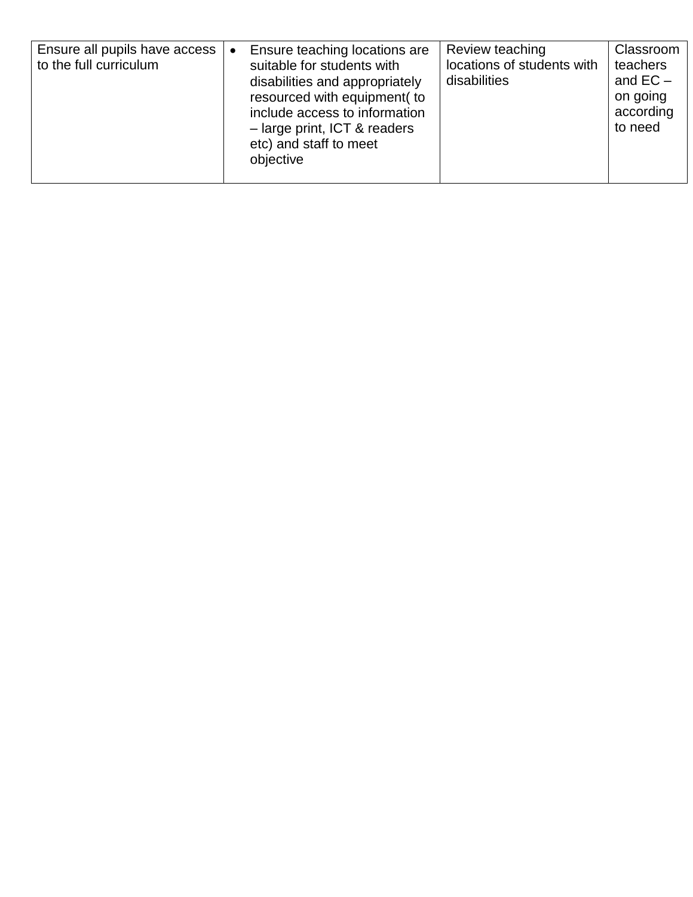| | | | |
|---|---|---|---|
| Ensure all pupils have access to the full curriculum | • Ensure teaching locations are suitable for students with disabilities and appropriately resourced with equipment( to include access to information – large print, ICT & readers etc) and staff to meet objective | Review teaching locations of students with disabilities | Classroom teachers and EC – on going according to need |